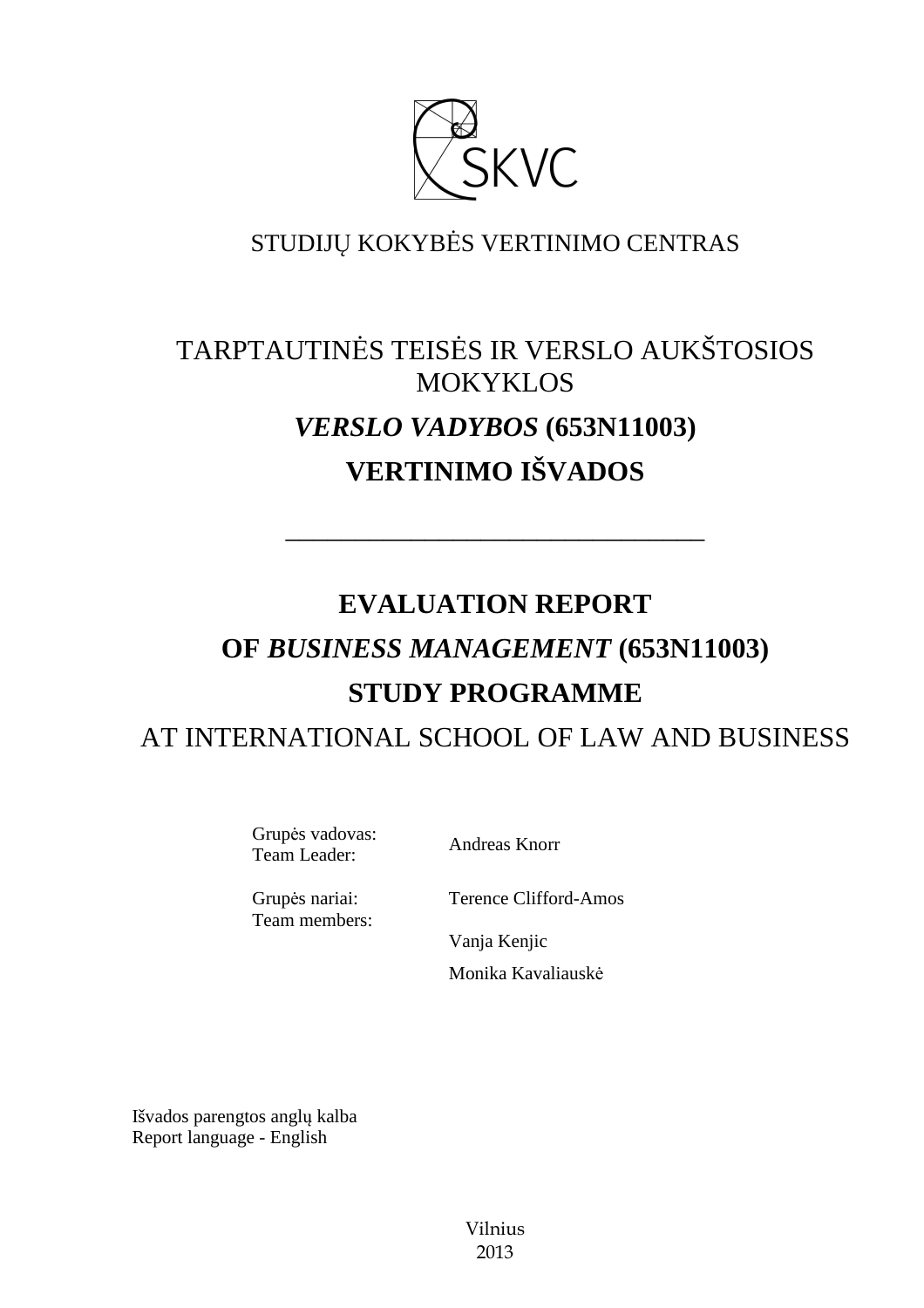SKVC

STUDIJŲ KOKYBĖS VERTINIMO CENTRAS

# TARPTAUTINĖS TEISĖS IR VERSLO AUKŠTOSIOS MOKYKLOS

## *VERSLO VADYBOS* (653N11003)

## VERTINIMO IŠVADOS

---

# EVALUATION REPORT

## OF *BUSINESS MANAGEMENT* (653N11003)

## STUDY PROGRAMME

AT INTERNATIONAL SCHOOL OF LAW AND BUSINESS

| | |
|---|---|
| Grupės vadovas:<br>Team Leader: | Andreas Knorr |
| Grupės nariai:<br>Team members: | Terence Clifford-Amos |
| | Vanja Kenjic |
| | Monika Kavaliauskė |

Išvados parengtos anglų kalba
Report language - English

Vilnius
2013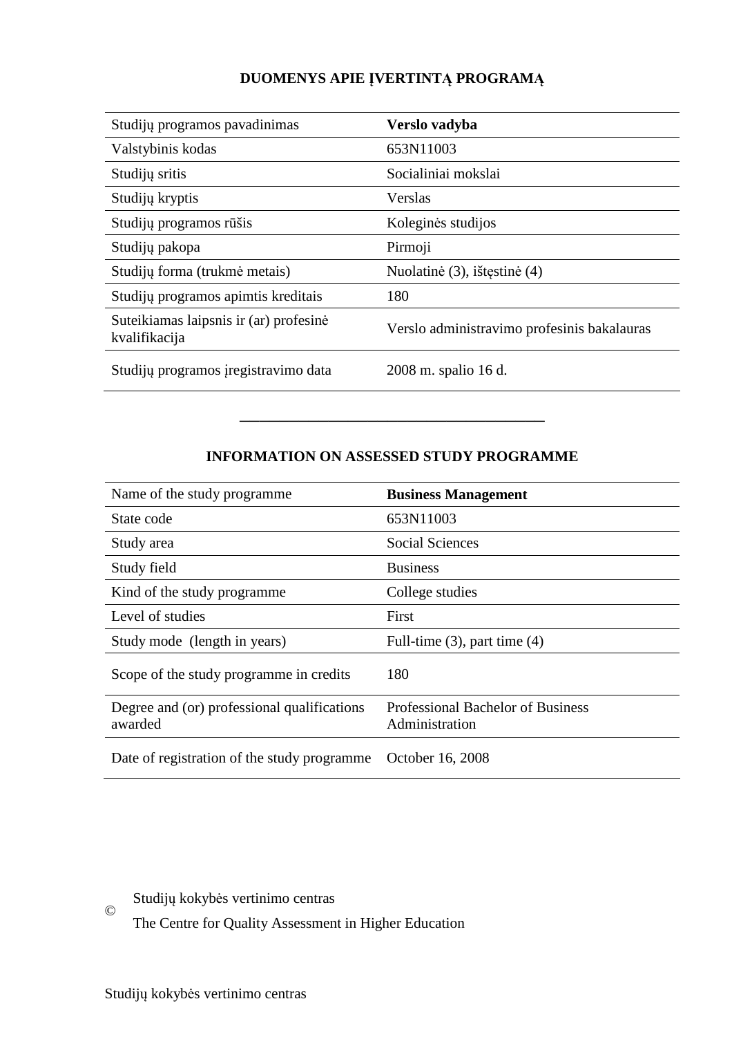## DUOMENYS APIE ĮVERTINTĄ PROGRAMĄ

| | |
|---|---|
| Studijų programos pavadinimas | **Verslo vadyba** |
| Valstybinis kodas | 653N11003 |
| Studijų sritis | Socialiniai mokslai |
| Studijų kryptis | Verslas |
| Studijų programos rūšis | Koleginės studijos |
| Studijų pakopa | Pirmoji |
| Studijų forma (trukmė metais) | Nuolatinė (3), ištęstinė (4) |
| Studijų programos apimtis kreditais | 180 |
| Suteikiamas laipsnis ir (ar) profesinė kvalifikacija | Verslo administravimo profesinis bakalauras |
| Studijų programos įregistravimo data | 2008 m. spalio 16 d. |

---

## INFORMATION ON ASSESSED STUDY PROGRAMME

| | |
|---|---|
| Name of the study programme | **Business Management** |
| State code | 653N11003 |
| Study area | Social Sciences |
| Study field | Business |
| Kind of the study programme | College studies |
| Level of studies | First |
| Study mode (length in years) | Full-time (3), part time (4) |
| Scope of the study programme in credits | 180 |
| Degree and (or) professional qualifications awarded | Professional Bachelor of Business Administration |
| Date of registration of the study programme | October 16, 2008 |

© Studijų kokybės vertinimo centras
The Centre for Quality Assessment in Higher Education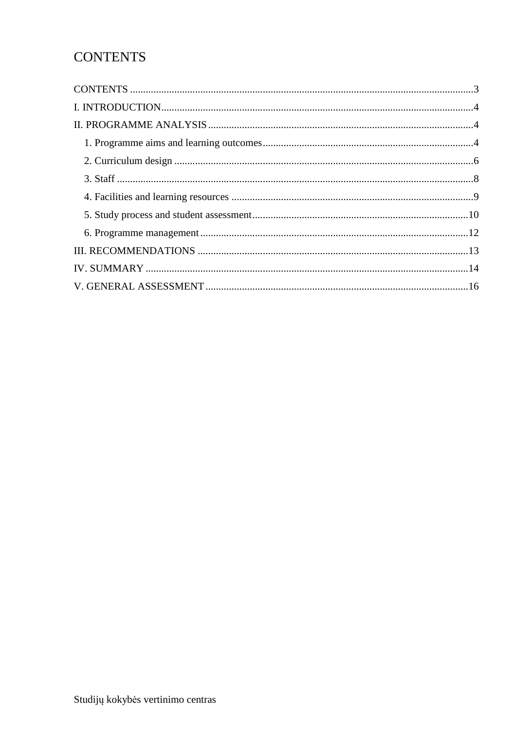# CONTENTS

CONTENTS ..... 3
I. INTRODUCTION ..... 4
II. PROGRAMME ANALYSIS ..... 4
  1. Programme aims and learning outcomes ..... 4
  2. Curriculum design ..... 6
  3. Staff ..... 8
  4. Facilities and learning resources ..... 9
  5. Study process and student assessment ..... 10
  6. Programme management ..... 12
III. RECOMMENDATIONS ..... 13
IV. SUMMARY ..... 14
V. GENERAL ASSESSMENT ..... 16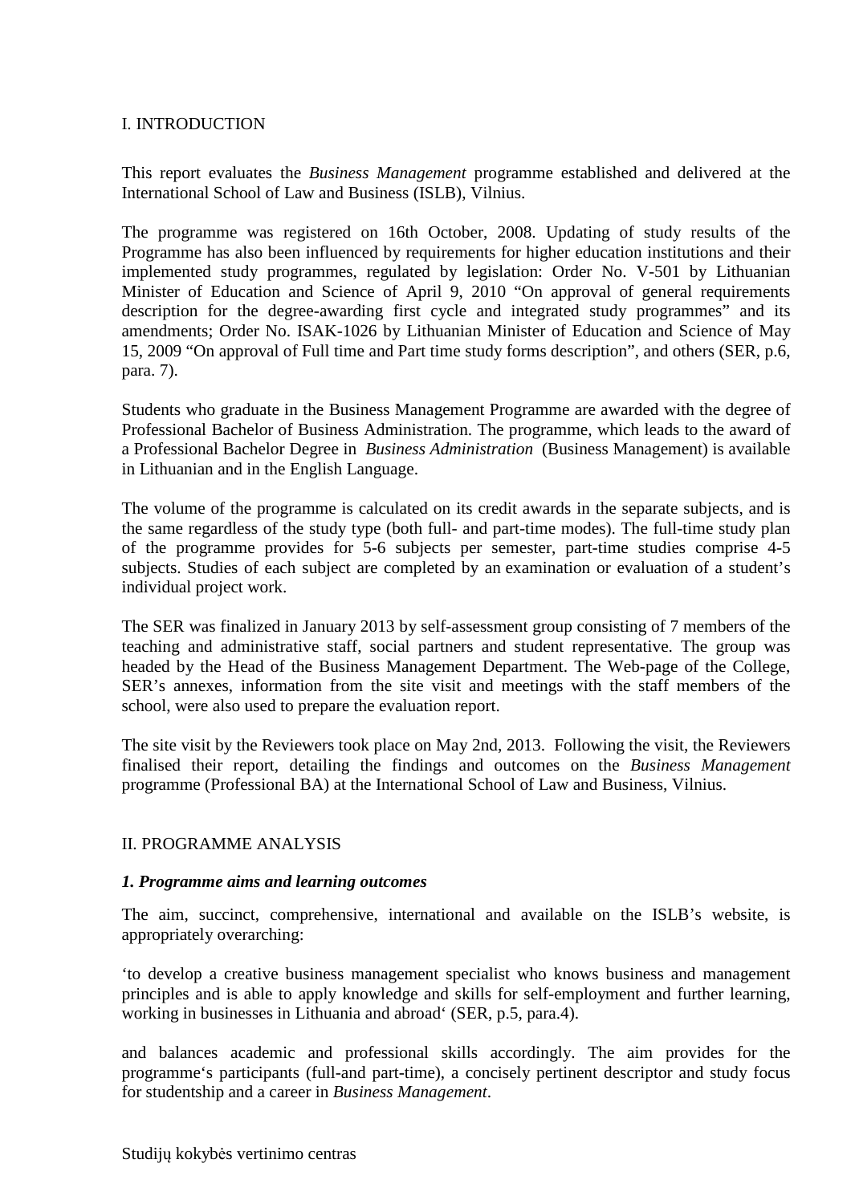## I. INTRODUCTION

This report evaluates the *Business Management* programme established and delivered at the International School of Law and Business (ISLB), Vilnius.

The programme was registered on 16th October, 2008. Updating of study results of the Programme has also been influenced by requirements for higher education institutions and their implemented study programmes, regulated by legislation: Order No. V-501 by Lithuanian Minister of Education and Science of April 9, 2010 "On approval of general requirements description for the degree-awarding first cycle and integrated study programmes" and its amendments; Order No. ISAK-1026 by Lithuanian Minister of Education and Science of May 15, 2009 "On approval of Full time and Part time study forms description", and others (SER, p.6, para. 7).

Students who graduate in the Business Management Programme are awarded with the degree of Professional Bachelor of Business Administration. The programme, which leads to the award of a Professional Bachelor Degree in *Business Administration* (Business Management) is available in Lithuanian and in the English Language.

The volume of the programme is calculated on its credit awards in the separate subjects, and is the same regardless of the study type (both full- and part-time modes). The full-time study plan of the programme provides for 5-6 subjects per semester, part-time studies comprise 4-5 subjects. Studies of each subject are completed by an examination or evaluation of a student's individual project work.

The SER was finalized in January 2013 by self-assessment group consisting of 7 members of the teaching and administrative staff, social partners and student representative. The group was headed by the Head of the Business Management Department. The Web-page of the College, SER's annexes, information from the site visit and meetings with the staff members of the school, were also used to prepare the evaluation report.

The site visit by the Reviewers took place on May 2nd, 2013. Following the visit, the Reviewers finalised their report, detailing the findings and outcomes on the *Business Management* programme (Professional BA) at the International School of Law and Business, Vilnius.

## II. PROGRAMME ANALYSIS

### *1. Programme aims and learning outcomes*

The aim, succinct, comprehensive, international and available on the ISLB's website, is appropriately overarching:

'to develop a creative business management specialist who knows business and management principles and is able to apply knowledge and skills for self-employment and further learning, working in businesses in Lithuania and abroad' (SER, p.5, para.4).

and balances academic and professional skills accordingly. The aim provides for the programme's participants (full-and part-time), a concisely pertinent descriptor and study focus for studentship and a career in *Business Management*.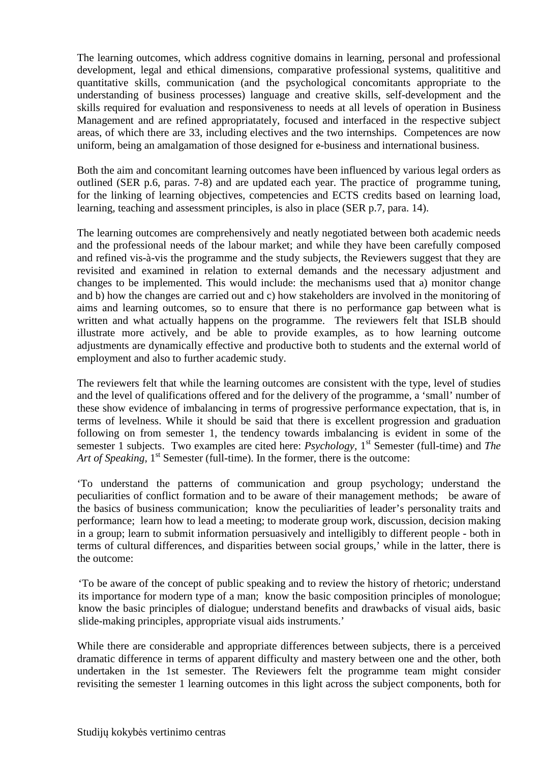The learning outcomes, which address cognitive domains in learning, personal and professional development, legal and ethical dimensions, comparative professional systems, qualititive and quantitative skills, communication (and the psychological concomitants appropriate to the understanding of business processes) language and creative skills, self-development and the skills required for evaluation and responsiveness to needs at all levels of operation in Business Management and are refined appropriatately, focused and interfaced in the respective subject areas, of which there are 33, including electives and the two internships. Competences are now uniform, being an amalgamation of those designed for e-business and international business.

Both the aim and concomitant learning outcomes have been influenced by various legal orders as outlined (SER p.6, paras. 7-8) and are updated each year. The practice of programme tuning, for the linking of learning objectives, competencies and ECTS credits based on learning load, learning, teaching and assessment principles, is also in place (SER p.7, para. 14).

The learning outcomes are comprehensively and neatly negotiated between both academic needs and the professional needs of the labour market; and while they have been carefully composed and refined vis-à-vis the programme and the study subjects, the Reviewers suggest that they are revisited and examined in relation to external demands and the necessary adjustment and changes to be implemented. This would include: the mechanisms used that a) monitor change and b) how the changes are carried out and c) how stakeholders are involved in the monitoring of aims and learning outcomes, so to ensure that there is no performance gap between what is written and what actually happens on the programme. The reviewers felt that ISLB should illustrate more actively, and be able to provide examples, as to how learning outcome adjustments are dynamically effective and productive both to students and the external world of employment and also to further academic study.

The reviewers felt that while the learning outcomes are consistent with the type, level of studies and the level of qualifications offered and for the delivery of the programme, a 'small' number of these show evidence of imbalancing in terms of progressive performance expectation, that is, in terms of levelness. While it should be said that there is excellent progression and graduation following on from semester 1, the tendency towards imbalancing is evident in some of the semester 1 subjects. Two examples are cited here: *Psychology*, 1st Semester (full-time) and *The Art of Speaking*, 1st Semester (full-time). In the former, there is the outcome:

'To understand the patterns of communication and group psychology; understand the peculiarities of conflict formation and to be aware of their management methods; be aware of the basics of business communication; know the peculiarities of leader's personality traits and performance; learn how to lead a meeting; to moderate group work, discussion, decision making in a group; learn to submit information persuasively and intelligibly to different people - both in terms of cultural differences, and disparities between social groups,' while in the latter, there is the outcome:

> 'To be aware of the concept of public speaking and to review the history of rhetoric; understand its importance for modern type of a man; know the basic composition principles of monologue; know the basic principles of dialogue; understand benefits and drawbacks of visual aids, basic slide-making principles, appropriate visual aids instruments.'

While there are considerable and appropriate differences between subjects, there is a perceived dramatic difference in terms of apparent difficulty and mastery between one and the other, both undertaken in the 1st semester. The Reviewers felt the programme team might consider revisiting the semester 1 learning outcomes in this light across the subject components, both for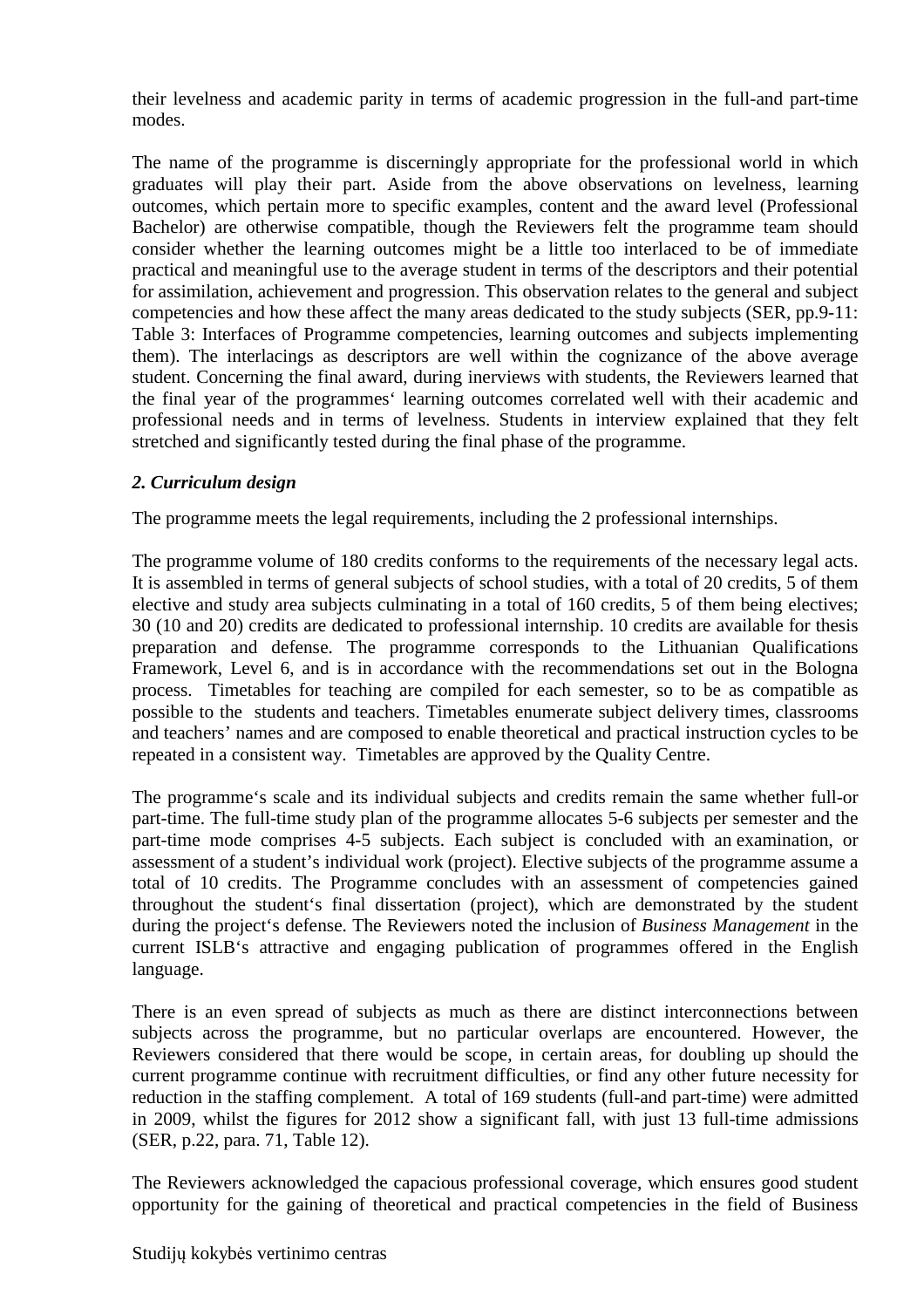their levelness and academic parity in terms of academic progression in the full-and part-time modes.

The name of the programme is discerningly appropriate for the professional world in which graduates will play their part. Aside from the above observations on levelness, learning outcomes, which pertain more to specific examples, content and the award level (Professional Bachelor) are otherwise compatible, though the Reviewers felt the programme team should consider whether the learning outcomes might be a little too interlaced to be of immediate practical and meaningful use to the average student in terms of the descriptors and their potential for assimilation, achievement and progression. This observation relates to the general and subject competencies and how these affect the many areas dedicated to the study subjects (SER, pp.9-11: Table 3: Interfaces of Programme competencies, learning outcomes and subjects implementing them). The interlacings as descriptors are well within the cognizance of the above average student. Concerning the final award, during inerviews with students, the Reviewers learned that the final year of the programmes' learning outcomes correlated well with their academic and professional needs and in terms of levelness. Students in interview explained that they felt stretched and significantly tested during the final phase of the programme.

### *2. Curriculum design*

The programme meets the legal requirements, including the 2 professional internships.

The programme volume of 180 credits conforms to the requirements of the necessary legal acts. It is assembled in terms of general subjects of school studies, with a total of 20 credits, 5 of them elective and study area subjects culminating in a total of 160 credits, 5 of them being electives; 30 (10 and 20) credits are dedicated to professional internship. 10 credits are available for thesis preparation and defense. The programme corresponds to the Lithuanian Qualifications Framework, Level 6, and is in accordance with the recommendations set out in the Bologna process. Timetables for teaching are compiled for each semester, so to be as compatible as possible to the students and teachers. Timetables enumerate subject delivery times, classrooms and teachers' names and are composed to enable theoretical and practical instruction cycles to be repeated in a consistent way. Timetables are approved by the Quality Centre.

The programme's scale and its individual subjects and credits remain the same whether full-or part-time. The full-time study plan of the programme allocates 5-6 subjects per semester and the part-time mode comprises 4-5 subjects. Each subject is concluded with an examination, or assessment of a student's individual work (project). Elective subjects of the programme assume a total of 10 credits. The Programme concludes with an assessment of competencies gained throughout the student's final dissertation (project), which are demonstrated by the student during the project's defense. The Reviewers noted the inclusion of *Business Management* in the current ISLB's attractive and engaging publication of programmes offered in the English language.

There is an even spread of subjects as much as there are distinct interconnections between subjects across the programme, but no particular overlaps are encountered. However, the Reviewers considered that there would be scope, in certain areas, for doubling up should the current programme continue with recruitment difficulties, or find any other future necessity for reduction in the staffing complement. A total of 169 students (full-and part-time) were admitted in 2009, whilst the figures for 2012 show a significant fall, with just 13 full-time admissions (SER, p.22, para. 71, Table 12).

The Reviewers acknowledged the capacious professional coverage, which ensures good student opportunity for the gaining of theoretical and practical competencies in the field of Business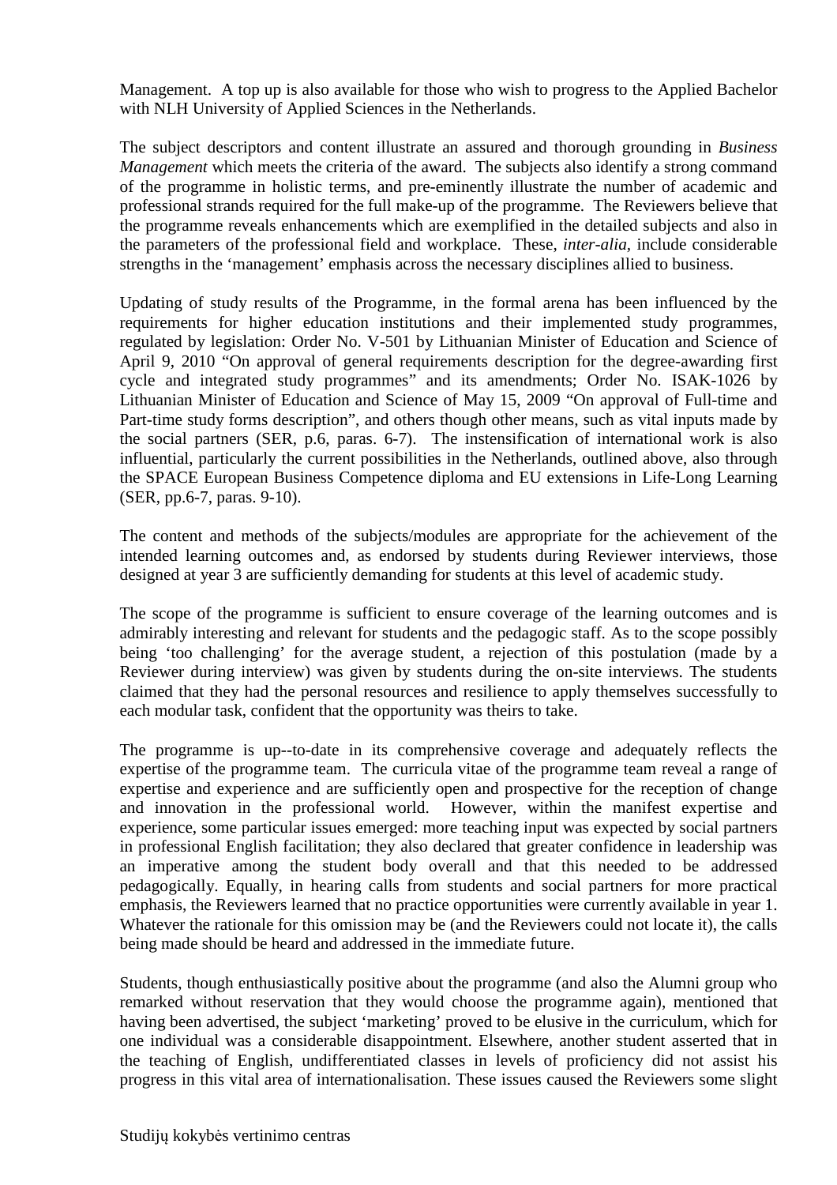Management. A top up is also available for those who wish to progress to the Applied Bachelor with NLH University of Applied Sciences in the Netherlands.

The subject descriptors and content illustrate an assured and thorough grounding in *Business Management* which meets the criteria of the award. The subjects also identify a strong command of the programme in holistic terms, and pre-eminently illustrate the number of academic and professional strands required for the full make-up of the programme. The Reviewers believe that the programme reveals enhancements which are exemplified in the detailed subjects and also in the parameters of the professional field and workplace. These, *inter-alia,* include considerable strengths in the 'management' emphasis across the necessary disciplines allied to business.

Updating of study results of the Programme, in the formal arena has been influenced by the requirements for higher education institutions and their implemented study programmes, regulated by legislation: Order No. V-501 by Lithuanian Minister of Education and Science of April 9, 2010 "On approval of general requirements description for the degree-awarding first cycle and integrated study programmes" and its amendments; Order No. ISAK-1026 by Lithuanian Minister of Education and Science of May 15, 2009 "On approval of Full-time and Part-time study forms description", and others though other means, such as vital inputs made by the social partners (SER, p.6, paras. 6-7). The instensification of international work is also influential, particularly the current possibilities in the Netherlands, outlined above, also through the SPACE European Business Competence diploma and EU extensions in Life-Long Learning (SER, pp.6-7, paras. 9-10).

The content and methods of the subjects/modules are appropriate for the achievement of the intended learning outcomes and, as endorsed by students during Reviewer interviews, those designed at year 3 are sufficiently demanding for students at this level of academic study.

The scope of the programme is sufficient to ensure coverage of the learning outcomes and is admirably interesting and relevant for students and the pedagogic staff. As to the scope possibly being 'too challenging' for the average student, a rejection of this postulation (made by a Reviewer during interview) was given by students during the on-site interviews. The students claimed that they had the personal resources and resilience to apply themselves successfully to each modular task, confident that the opportunity was theirs to take.

The programme is up--to-date in its comprehensive coverage and adequately reflects the expertise of the programme team. The curricula vitae of the programme team reveal a range of expertise and experience and are sufficiently open and prospective for the reception of change and innovation in the professional world. However, within the manifest expertise and experience, some particular issues emerged: more teaching input was expected by social partners in professional English facilitation; they also declared that greater confidence in leadership was an imperative among the student body overall and that this needed to be addressed pedagogically. Equally, in hearing calls from students and social partners for more practical emphasis, the Reviewers learned that no practice opportunities were currently available in year 1. Whatever the rationale for this omission may be (and the Reviewers could not locate it), the calls being made should be heard and addressed in the immediate future.

Students, though enthusiastically positive about the programme (and also the Alumni group who remarked without reservation that they would choose the programme again), mentioned that having been advertised, the subject 'marketing' proved to be elusive in the curriculum, which for one individual was a considerable disappointment. Elsewhere, another student asserted that in the teaching of English, undifferentiated classes in levels of proficiency did not assist his progress in this vital area of internationalisation. These issues caused the Reviewers some slight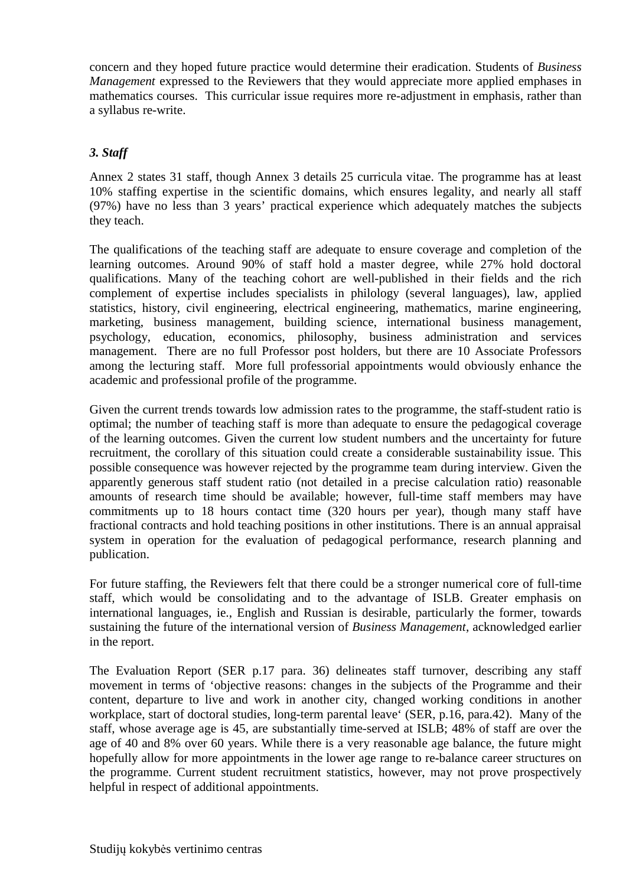concern and they hoped future practice would determine their eradication. Students of *Business Management* expressed to the Reviewers that they would appreciate more applied emphases in mathematics courses. This curricular issue requires more re-adjustment in emphasis, rather than a syllabus re-write.

### *3. Staff*

Annex 2 states 31 staff, though Annex 3 details 25 curricula vitae. The programme has at least 10% staffing expertise in the scientific domains, which ensures legality, and nearly all staff (97%) have no less than 3 years' practical experience which adequately matches the subjects they teach.

The qualifications of the teaching staff are adequate to ensure coverage and completion of the learning outcomes. Around 90% of staff hold a master degree, while 27% hold doctoral qualifications. Many of the teaching cohort are well-published in their fields and the rich complement of expertise includes specialists in philology (several languages), law, applied statistics, history, civil engineering, electrical engineering, mathematics, marine engineering, marketing, business management, building science, international business management, psychology, education, economics, philosophy, business administration and services management. There are no full Professor post holders, but there are 10 Associate Professors among the lecturing staff. More full professorial appointments would obviously enhance the academic and professional profile of the programme.

Given the current trends towards low admission rates to the programme, the staff-student ratio is optimal; the number of teaching staff is more than adequate to ensure the pedagogical coverage of the learning outcomes. Given the current low student numbers and the uncertainty for future recruitment, the corollary of this situation could create a considerable sustainability issue. This possible consequence was however rejected by the programme team during interview. Given the apparently generous staff student ratio (not detailed in a precise calculation ratio) reasonable amounts of research time should be available; however, full-time staff members may have commitments up to 18 hours contact time (320 hours per year), though many staff have fractional contracts and hold teaching positions in other institutions. There is an annual appraisal system in operation for the evaluation of pedagogical performance, research planning and publication.

For future staffing, the Reviewers felt that there could be a stronger numerical core of full-time staff, which would be consolidating and to the advantage of ISLB. Greater emphasis on international languages, ie., English and Russian is desirable, particularly the former, towards sustaining the future of the international version of *Business Management*, acknowledged earlier in the report.

The Evaluation Report (SER p.17 para. 36) delineates staff turnover, describing any staff movement in terms of 'objective reasons: changes in the subjects of the Programme and their content, departure to live and work in another city, changed working conditions in another workplace, start of doctoral studies, long-term parental leave' (SER, p.16, para.42). Many of the staff, whose average age is 45, are substantially time-served at ISLB; 48% of staff are over the age of 40 and 8% over 60 years. While there is a very reasonable age balance, the future might hopefully allow for more appointments in the lower age range to re-balance career structures on the programme. Current student recruitment statistics, however, may not prove prospectively helpful in respect of additional appointments.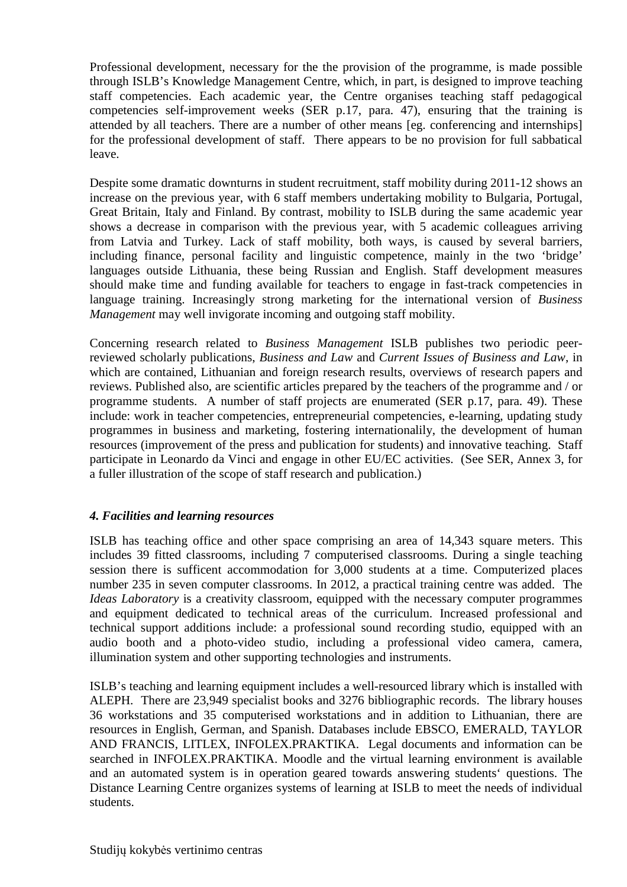Professional development, necessary for the the provision of the programme, is made possible through ISLB's Knowledge Management Centre, which, in part, is designed to improve teaching staff competencies. Each academic year, the Centre organises teaching staff pedagogical competencies self-improvement weeks (SER p.17, para. 47), ensuring that the training is attended by all teachers. There are a number of other means [eg. conferencing and internships] for the professional development of staff. There appears to be no provision for full sabbatical leave.

Despite some dramatic downturns in student recruitment, staff mobility during 2011-12 shows an increase on the previous year, with 6 staff members undertaking mobility to Bulgaria, Portugal, Great Britain, Italy and Finland. By contrast, mobility to ISLB during the same academic year shows a decrease in comparison with the previous year, with 5 academic colleagues arriving from Latvia and Turkey. Lack of staff mobility, both ways, is caused by several barriers, including finance, personal facility and linguistic competence, mainly in the two 'bridge' languages outside Lithuania, these being Russian and English. Staff development measures should make time and funding available for teachers to engage in fast-track competencies in language training. Increasingly strong marketing for the international version of *Business Management* may well invigorate incoming and outgoing staff mobility.

Concerning research related to *Business Management* ISLB publishes two periodic peer-reviewed scholarly publications, *Business and Law* and *Current Issues of Business and Law*, in which are contained, Lithuanian and foreign research results, overviews of research papers and reviews. Published also, are scientific articles prepared by the teachers of the programme and / or programme students. A number of staff projects are enumerated (SER p.17, para. 49). These include: work in teacher competencies, entrepreneurial competencies, e-learning, updating study programmes in business and marketing, fostering internationalily, the development of human resources (improvement of the press and publication for students) and innovative teaching. Staff participate in Leonardo da Vinci and engage in other EU/EC activities. (See SER, Annex 3, for a fuller illustration of the scope of staff research and publication.)

### *4. Facilities and learning resources*

ISLB has teaching office and other space comprising an area of 14,343 square meters. This includes 39 fitted classrooms, including 7 computerised classrooms. During a single teaching session there is sufficent accommodation for 3,000 students at a time. Computerized places number 235 in seven computer classrooms. In 2012, a practical training centre was added. The *Ideas Laboratory* is a creativity classroom, equipped with the necessary computer programmes and equipment dedicated to technical areas of the curriculum. Increased professional and technical support additions include: a professional sound recording studio, equipped with an audio booth and a photo-video studio, including a professional video camera, camera, illumination system and other supporting technologies and instruments.

ISLB's teaching and learning equipment includes a well-resourced library which is installed with ALEPH. There are 23,949 specialist books and 3276 bibliographic records. The library houses 36 workstations and 35 computerised workstations and in addition to Lithuanian, there are resources in English, German, and Spanish. Databases include EBSCO, EMERALD, TAYLOR AND FRANCIS, LITLEX, INFOLEX.PRAKTIKA. Legal documents and information can be searched in INFOLEX.PRAKTIKA. Moodle and the virtual learning environment is available and an automated system is in operation geared towards answering students' questions. The Distance Learning Centre organizes systems of learning at ISLB to meet the needs of individual students.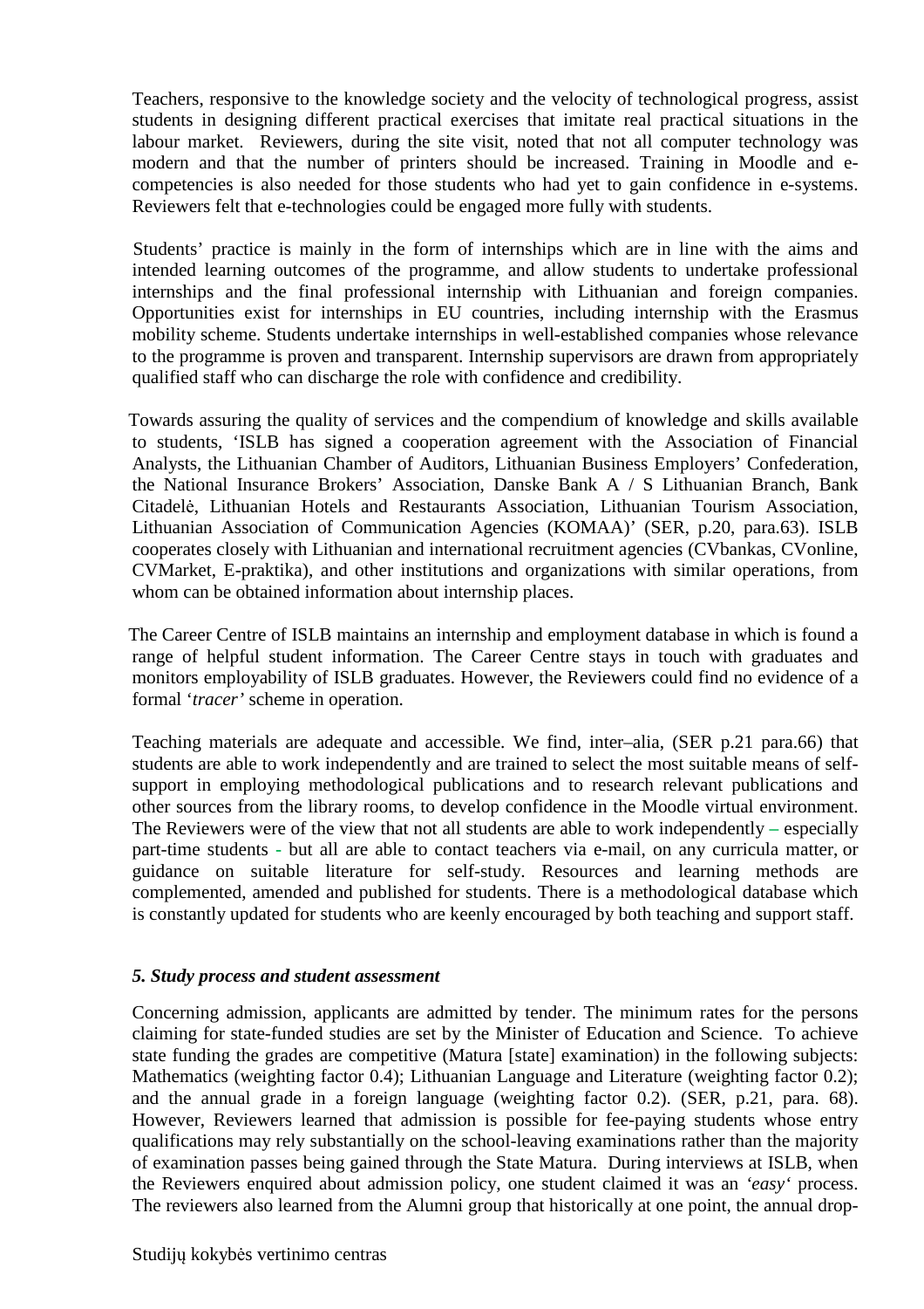Teachers, responsive to the knowledge society and the velocity of technological progress, assist students in designing different practical exercises that imitate real practical situations in the labour market. Reviewers, during the site visit, noted that not all computer technology was modern and that the number of printers should be increased. Training in Moodle and e-competencies is also needed for those students who had yet to gain confidence in e-systems. Reviewers felt that e-technologies could be engaged more fully with students.

Students' practice is mainly in the form of internships which are in line with the aims and intended learning outcomes of the programme, and allow students to undertake professional internships and the final professional internship with Lithuanian and foreign companies. Opportunities exist for internships in EU countries, including internship with the Erasmus mobility scheme. Students undertake internships in well-established companies whose relevance to the programme is proven and transparent. Internship supervisors are drawn from appropriately qualified staff who can discharge the role with confidence and credibility.

Towards assuring the quality of services and the compendium of knowledge and skills available to students, 'ISLB has signed a cooperation agreement with the Association of Financial Analysts, the Lithuanian Chamber of Auditors, Lithuanian Business Employers' Confederation, the National Insurance Brokers' Association, Danske Bank A / S Lithuanian Branch, Bank Citadelė, Lithuanian Hotels and Restaurants Association, Lithuanian Tourism Association, Lithuanian Association of Communication Agencies (KOMAA)' (SER, p.20, para.63). ISLB cooperates closely with Lithuanian and international recruitment agencies (CVbankas, CVonline, CVMarket, E-praktika), and other institutions and organizations with similar operations, from whom can be obtained information about internship places.

The Career Centre of ISLB maintains an internship and employment database in which is found a range of helpful student information. The Career Centre stays in touch with graduates and monitors employability of ISLB graduates. However, the Reviewers could find no evidence of a formal '*tracer'* scheme in operation.

Teaching materials are adequate and accessible. We find, inter–alia, (SER p.21 para.66) that students are able to work independently and are trained to select the most suitable means of self-support in employing methodological publications and to research relevant publications and other sources from the library rooms, to develop confidence in the Moodle virtual environment. The Reviewers were of the view that not all students are able to work independently – especially part-time students - but all are able to contact teachers via e-mail, on any curricula matter, or guidance on suitable literature for self-study. Resources and learning methods are complemented, amended and published for students. There is a methodological database which is constantly updated for students who are keenly encouraged by both teaching and support staff.

### *5. Study process and student assessment*

Concerning admission, applicants are admitted by tender. The minimum rates for the persons claiming for state-funded studies are set by the Minister of Education and Science. To achieve state funding the grades are competitive (Matura [state] examination) in the following subjects: Mathematics (weighting factor 0.4); Lithuanian Language and Literature (weighting factor 0.2); and the annual grade in a foreign language (weighting factor 0.2). (SER, p.21, para. 68). However, Reviewers learned that admission is possible for fee-paying students whose entry qualifications may rely substantially on the school-leaving examinations rather than the majority of examination passes being gained through the State Matura. During interviews at ISLB, when the Reviewers enquired about admission policy, one student claimed it was an *'easy'* process. The reviewers also learned from the Alumni group that historically at one point, the annual drop-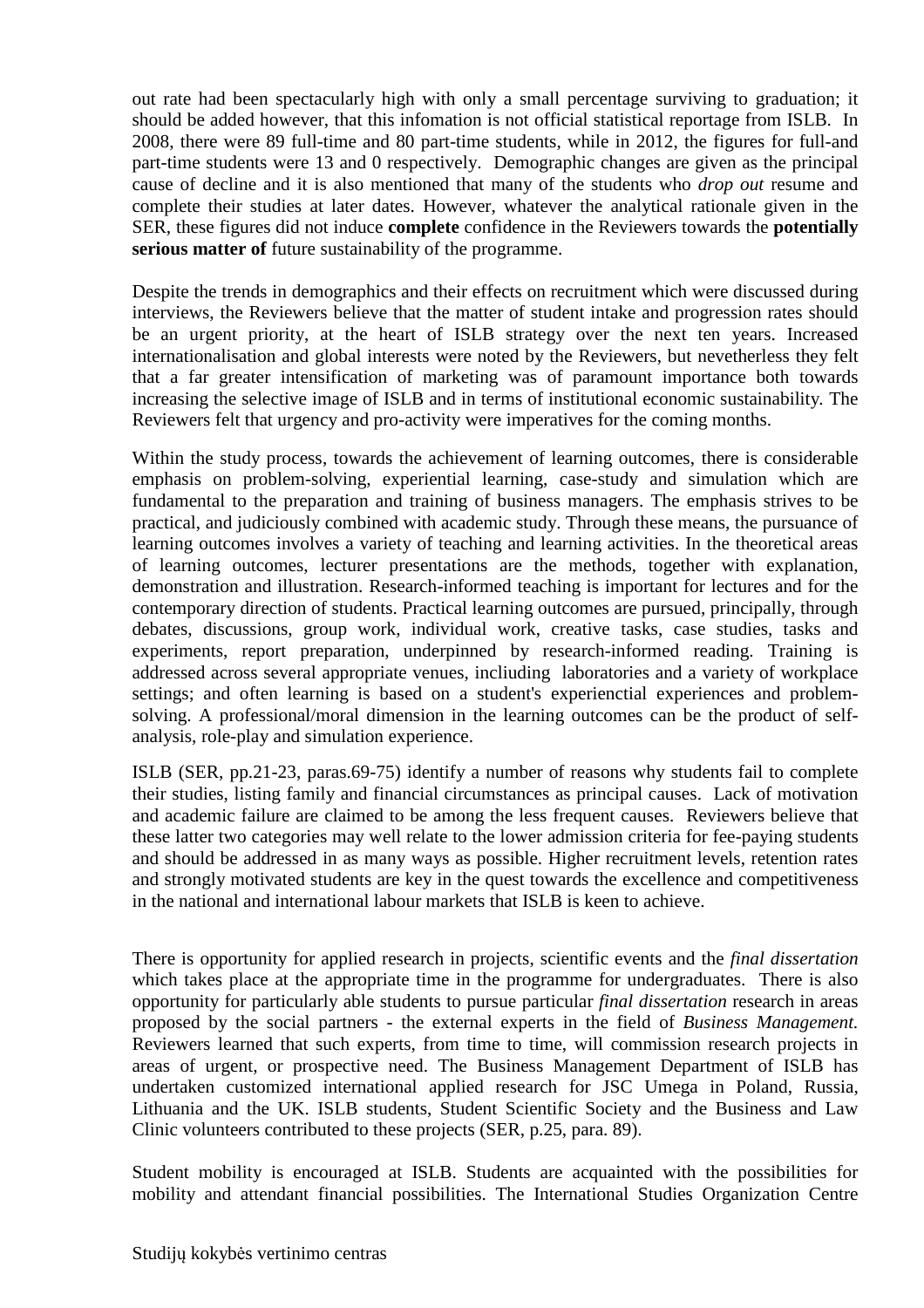out rate had been spectacularly high with only a small percentage surviving to graduation; it should be added however, that this infomation is not official statistical reportage from ISLB. In 2008, there were 89 full-time and 80 part-time students, while in 2012, the figures for full-and part-time students were 13 and 0 respectively. Demographic changes are given as the principal cause of decline and it is also mentioned that many of the students who *drop out* resume and complete their studies at later dates. However, whatever the analytical rationale given in the SER, these figures did not induce **complete** confidence in the Reviewers towards the **potentially serious matter of** future sustainability of the programme.

Despite the trends in demographics and their effects on recruitment which were discussed during interviews, the Reviewers believe that the matter of student intake and progression rates should be an urgent priority, at the heart of ISLB strategy over the next ten years. Increased internationalisation and global interests were noted by the Reviewers, but nevetherless they felt that a far greater intensification of marketing was of paramount importance both towards increasing the selective image of ISLB and in terms of institutional economic sustainability. The Reviewers felt that urgency and pro-activity were imperatives for the coming months.

Within the study process, towards the achievement of learning outcomes, there is considerable emphasis on problem-solving, experiential learning, case-study and simulation which are fundamental to the preparation and training of business managers. The emphasis strives to be practical, and judiciously combined with academic study. Through these means, the pursuance of learning outcomes involves a variety of teaching and learning activities. In the theoretical areas of learning outcomes, lecturer presentations are the methods, together with explanation, demonstration and illustration. Research-informed teaching is important for lectures and for the contemporary direction of students. Practical learning outcomes are pursued, principally, through debates, discussions, group work, individual work, creative tasks, case studies, tasks and experiments, report preparation, underpinned by research-informed reading. Training is addressed across several appropriate venues, incliuding laboratories and a variety of workplace settings; and often learning is based on a student's experienctial experiences and problem-solving. A professional/moral dimension in the learning outcomes can be the product of self-analysis, role-play and simulation experience.

ISLB (SER, pp.21-23, paras.69-75) identify a number of reasons why students fail to complete their studies, listing family and financial circumstances as principal causes. Lack of motivation and academic failure are claimed to be among the less frequent causes. Reviewers believe that these latter two categories may well relate to the lower admission criteria for fee-paying students and should be addressed in as many ways as possible. Higher recruitment levels, retention rates and strongly motivated students are key in the quest towards the excellence and competitiveness in the national and international labour markets that ISLB is keen to achieve.

There is opportunity for applied research in projects, scientific events and the *final dissertation* which takes place at the appropriate time in the programme for undergraduates. There is also opportunity for particularly able students to pursue particular *final dissertation* research in areas proposed by the social partners - the external experts in the field of *Business Management.* Reviewers learned that such experts, from time to time, will commission research projects in areas of urgent, or prospective need. The Business Management Department of ISLB has undertaken customized international applied research for JSC Umega in Poland, Russia, Lithuania and the UK. ISLB students, Student Scientific Society and the Business and Law Clinic volunteers contributed to these projects (SER, p.25, para. 89).

Student mobility is encouraged at ISLB. Students are acquainted with the possibilities for mobility and attendant financial possibilities. The International Studies Organization Centre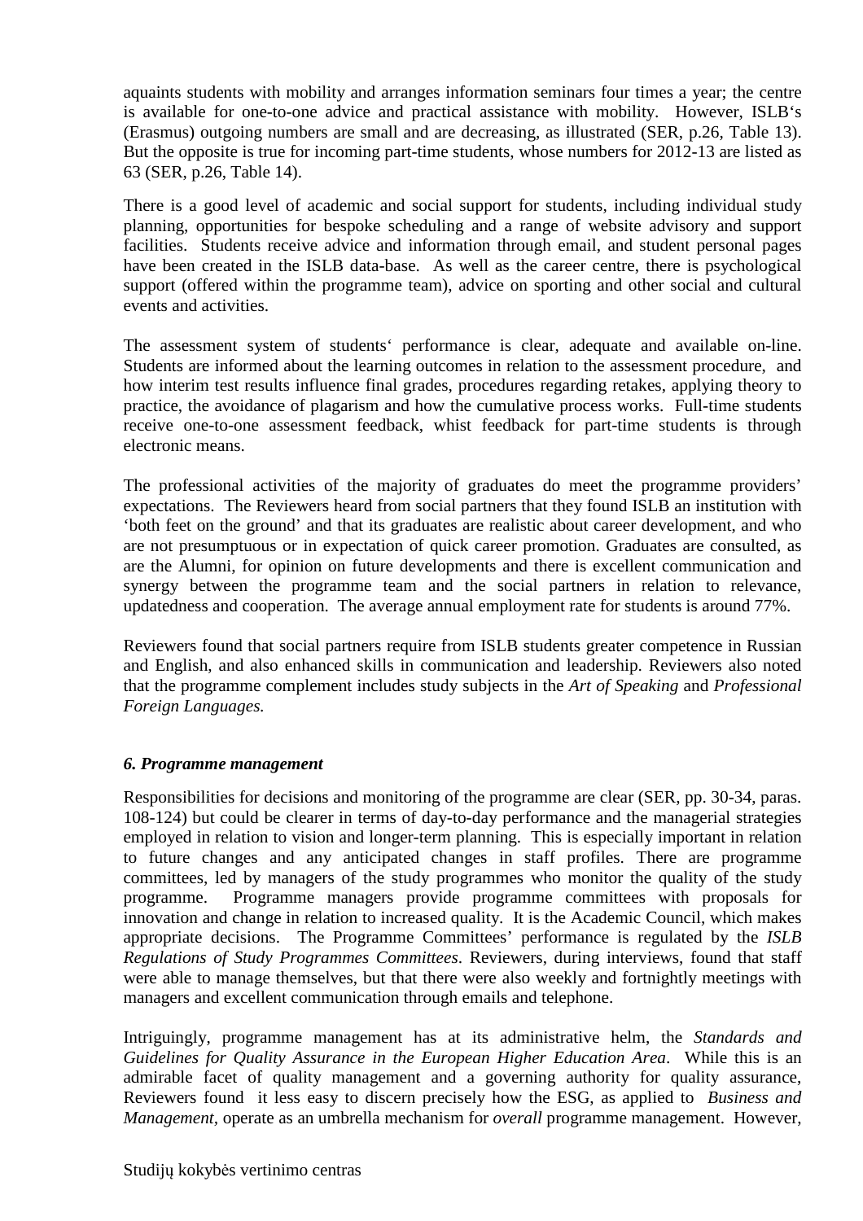aquaints students with mobility and arranges information seminars four times a year; the centre is available for one-to-one advice and practical assistance with mobility. However, ISLB‘s (Erasmus) outgoing numbers are small and are decreasing, as illustrated (SER, p.26, Table 13). But the opposite is true for incoming part-time students, whose numbers for 2012-13 are listed as 63 (SER, p.26, Table 14).

There is a good level of academic and social support for students, including individual study planning, opportunities for bespoke scheduling and a range of website advisory and support facilities. Students receive advice and information through email, and student personal pages have been created in the ISLB data-base. As well as the career centre, there is psychological support (offered within the programme team), advice on sporting and other social and cultural events and activities.

The assessment system of students‘ performance is clear, adequate and available on-line. Students are informed about the learning outcomes in relation to the assessment procedure, and how interim test results influence final grades, procedures regarding retakes, applying theory to practice, the avoidance of plagarism and how the cumulative process works. Full-time students receive one-to-one assessment feedback, whist feedback for part-time students is through electronic means.

The professional activities of the majority of graduates do meet the programme providers' expectations. The Reviewers heard from social partners that they found ISLB an institution with 'both feet on the ground' and that its graduates are realistic about career development, and who are not presumptuous or in expectation of quick career promotion. Graduates are consulted, as are the Alumni, for opinion on future developments and there is excellent communication and synergy between the programme team and the social partners in relation to relevance, updatedness and cooperation. The average annual employment rate for students is around 77%.

Reviewers found that social partners require from ISLB students greater competence in Russian and English, and also enhanced skills in communication and leadership. Reviewers also noted that the programme complement includes study subjects in the *Art of Speaking* and *Professional Foreign Languages.*

### *6. Programme management*

Responsibilities for decisions and monitoring of the programme are clear (SER, pp. 30-34, paras. 108-124) but could be clearer in terms of day-to-day performance and the managerial strategies employed in relation to vision and longer-term planning. This is especially important in relation to future changes and any anticipated changes in staff profiles. There are programme committees, led by managers of the study programmes who monitor the quality of the study programme. Programme managers provide programme committees with proposals for innovation and change in relation to increased quality. It is the Academic Council, which makes appropriate decisions. The Programme Committees' performance is regulated by the *ISLB Regulations of Study Programmes Committees*. Reviewers, during interviews, found that staff were able to manage themselves, but that there were also weekly and fortnightly meetings with managers and excellent communication through emails and telephone.

Intriguingly, programme management has at its administrative helm, the *Standards and Guidelines for Quality Assurance in the European Higher Education Area*. While this is an admirable facet of quality management and a governing authority for quality assurance, Reviewers found it less easy to discern precisely how the ESG, as applied to *Business and Management,* operate as an umbrella mechanism for *overall* programme management. However,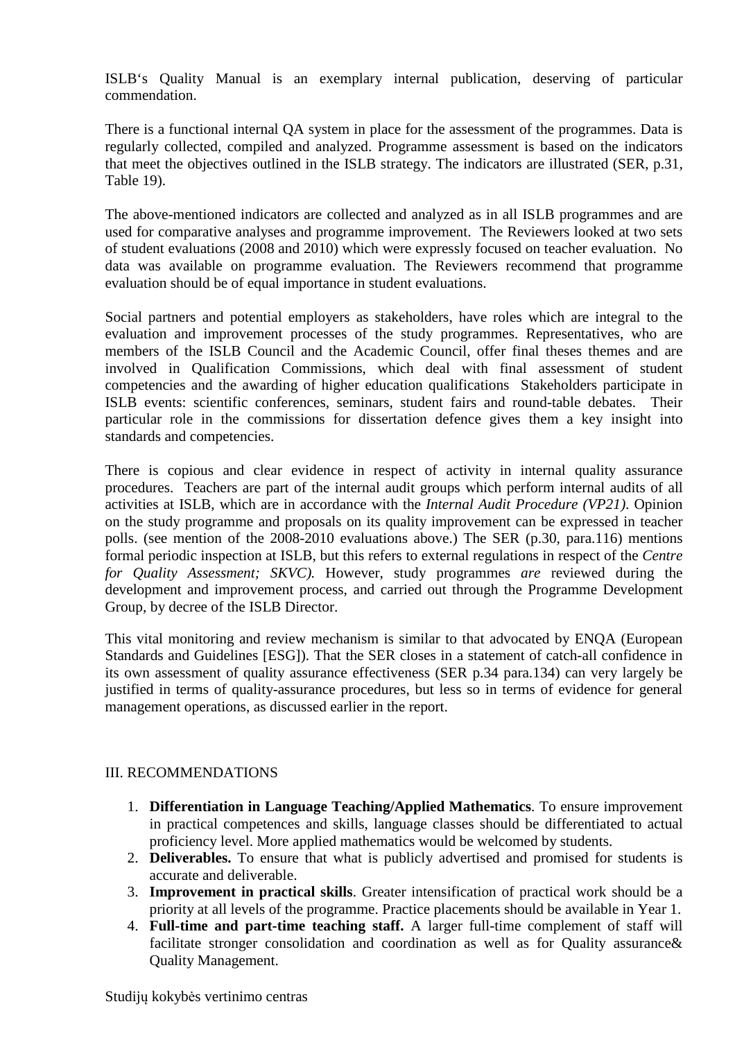ISLB's Quality Manual is an exemplary internal publication, deserving of particular commendation.

There is a functional internal QA system in place for the assessment of the programmes. Data is regularly collected, compiled and analyzed. Programme assessment is based on the indicators that meet the objectives outlined in the ISLB strategy. The indicators are illustrated (SER, p.31, Table 19).

The above-mentioned indicators are collected and analyzed as in all ISLB programmes and are used for comparative analyses and programme improvement. The Reviewers looked at two sets of student evaluations (2008 and 2010) which were expressly focused on teacher evaluation. No data was available on programme evaluation. The Reviewers recommend that programme evaluation should be of equal importance in student evaluations.

Social partners and potential employers as stakeholders, have roles which are integral to the evaluation and improvement processes of the study programmes. Representatives, who are members of the ISLB Council and the Academic Council, offer final theses themes and are involved in Qualification Commissions, which deal with final assessment of student competencies and the awarding of higher education qualifications Stakeholders participate in ISLB events: scientific conferences, seminars, student fairs and round-table debates. Their particular role in the commissions for dissertation defence gives them a key insight into standards and competencies.

There is copious and clear evidence in respect of activity in internal quality assurance procedures. Teachers are part of the internal audit groups which perform internal audits of all activities at ISLB, which are in accordance with the *Internal Audit Procedure (VP21)*. Opinion on the study programme and proposals on its quality improvement can be expressed in teacher polls. (see mention of the 2008-2010 evaluations above.) The SER (p.30, para.116) mentions formal periodic inspection at ISLB, but this refers to external regulations in respect of the *Centre for Quality Assessment; SKVC).* However, study programmes *are* reviewed during the development and improvement process, and carried out through the Programme Development Group, by decree of the ISLB Director.

This vital monitoring and review mechanism is similar to that advocated by ENQA (European Standards and Guidelines [ESG]). That the SER closes in a statement of catch-all confidence in its own assessment of quality assurance effectiveness (SER p.34 para.134) can very largely be justified in terms of quality-assurance procedures, but less so in terms of evidence for general management operations, as discussed earlier in the report.

## III. RECOMMENDATIONS

1. **Differentiation in Language Teaching/Applied Mathematics**. To ensure improvement in practical competences and skills, language classes should be differentiated to actual proficiency level. More applied mathematics would be welcomed by students.
2. **Deliverables.** To ensure that what is publicly advertised and promised for students is accurate and deliverable.
3. **Improvement in practical skills**. Greater intensification of practical work should be a priority at all levels of the programme. Practice placements should be available in Year 1.
4. **Full-time and part-time teaching staff.** A larger full-time complement of staff will facilitate stronger consolidation and coordination as well as for Quality assurance& Quality Management.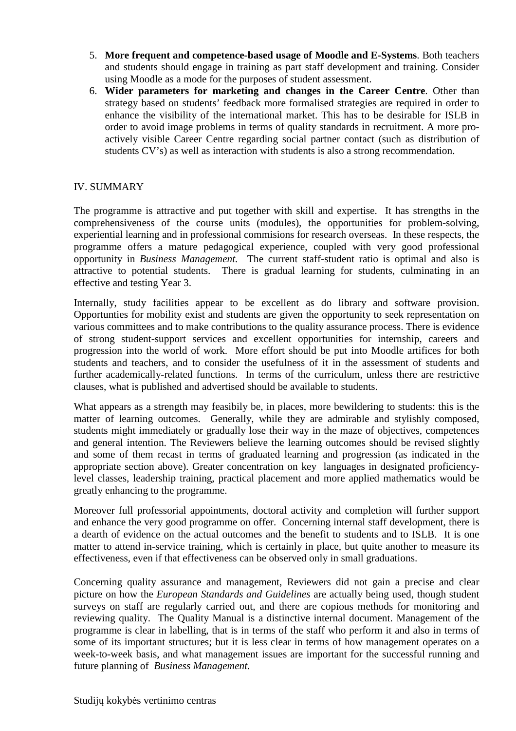5. **More frequent and competence-based usage of Moodle and E-Systems**. Both teachers and students should engage in training as part staff development and training. Consider using Moodle as a mode for the purposes of student assessment.
6. **Wider parameters for marketing and changes in the Career Centre**. Other than strategy based on students' feedback more formalised strategies are required in order to enhance the visibility of the international market. This has to be desirable for ISLB in order to avoid image problems in terms of quality standards in recruitment. A more pro-actively visible Career Centre regarding social partner contact (such as distribution of students CV's) as well as interaction with students is also a strong recommendation.

## IV. SUMMARY

The programme is attractive and put together with skill and expertise. It has strengths in the comprehensiveness of the course units (modules), the opportunities for problem-solving, experiential learning and in professional commisions for research overseas. In these respects, the programme offers a mature pedagogical experience, coupled with very good professional opportunity in *Business Management.* The current staff-student ratio is optimal and also is attractive to potential students. There is gradual learning for students, culminating in an effective and testing Year 3.

Internally, study facilities appear to be excellent as do library and software provision. Opportunties for mobility exist and students are given the opportunity to seek representation on various committees and to make contributions to the quality assurance process. There is evidence of strong student-support services and excellent opportunities for internship, careers and progression into the world of work. More effort should be put into Moodle artifices for both students and teachers, and to consider the usefulness of it in the assessment of students and further academically-related functions. In terms of the curriculum, unless there are restrictive clauses, what is published and advertised should be available to students.

What appears as a strength may feasibily be, in places, more bewildering to students: this is the matter of learning outcomes. Generally, while they are admirable and stylishly composed, students might immediately or gradually lose their way in the maze of objectives, competences and general intention. The Reviewers believe the learning outcomes should be revised slightly and some of them recast in terms of graduated learning and progression (as indicated in the appropriate section above). Greater concentration on key languages in designated proficiency-level classes, leadership training, practical placement and more applied mathematics would be greatly enhancing to the programme.

Moreover full professorial appointments, doctoral activity and completion will further support and enhance the very good programme on offer. Concerning internal staff development, there is a dearth of evidence on the actual outcomes and the benefit to students and to ISLB. It is one matter to attend in-service training, which is certainly in place, but quite another to measure its effectiveness, even if that effectiveness can be observed only in small graduations.

Concerning quality assurance and management, Reviewers did not gain a precise and clear picture on how the *European Standards and Guidelines* are actually being used, though student surveys on staff are regularly carried out, and there are copious methods for monitoring and reviewing quality. The Quality Manual is a distinctive internal document. Management of the programme is clear in labelling, that is in terms of the staff who perform it and also in terms of some of its important structures; but it is less clear in terms of how management operates on a week-to-week basis, and what management issues are important for the successful running and future planning of *Business Management.*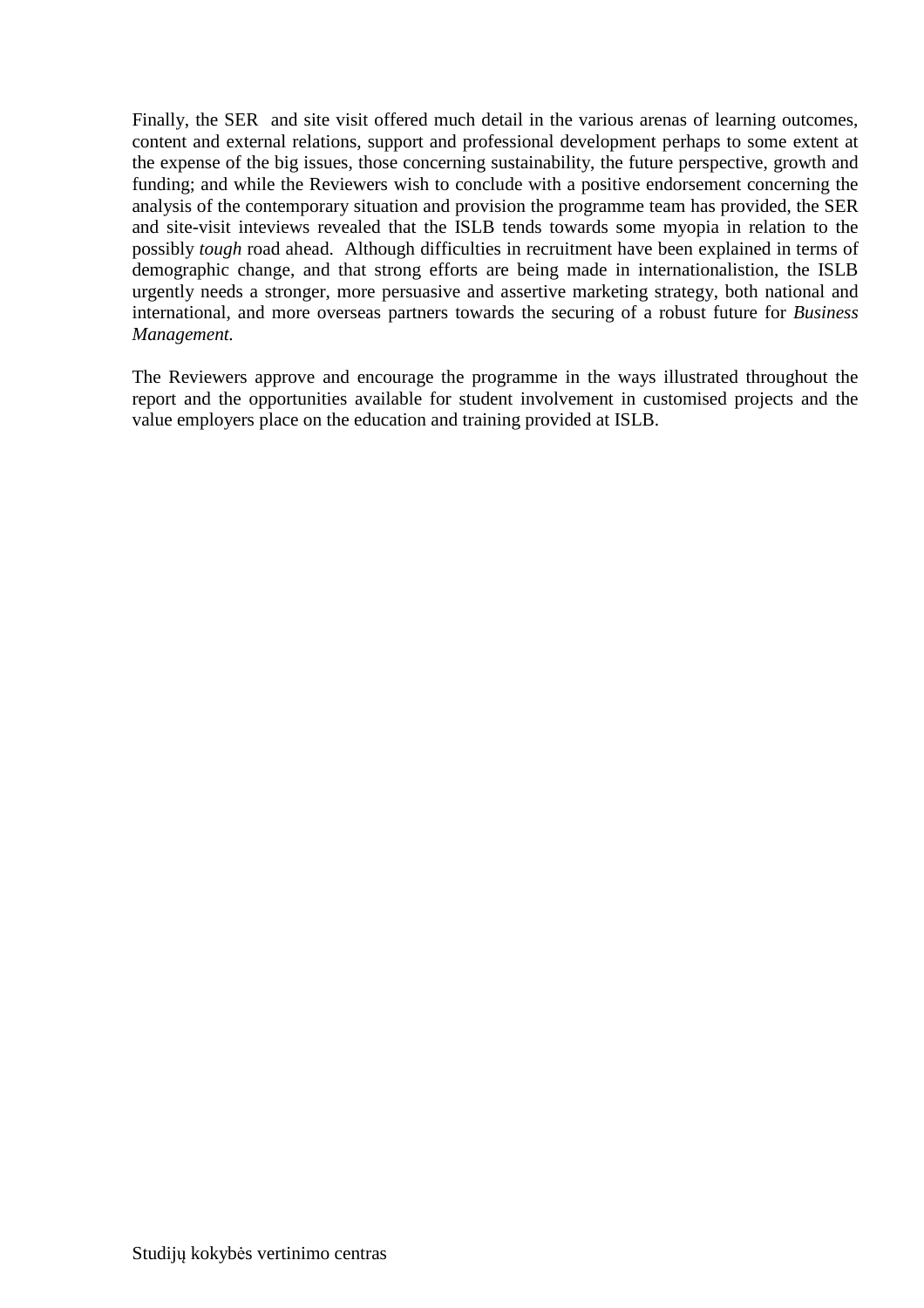Finally, the SER  and site visit offered much detail in the various arenas of learning outcomes, content and external relations, support and professional development perhaps to some extent at the expense of the big issues, those concerning sustainability, the future perspective, growth and funding; and while the Reviewers wish to conclude with a positive endorsement concerning the analysis of the contemporary situation and provision the programme team has provided, the SER and site-visit inteviews revealed that the ISLB tends towards some myopia in relation to the possibly *tough* road ahead.  Although difficulties in recruitment have been explained in terms of demographic change, and that strong efforts are being made in internationalistion, the ISLB urgently needs a stronger, more persuasive and assertive marketing strategy, both national and international, and more overseas partners towards the securing of a robust future for *Business Management.*

The Reviewers approve and encourage the programme in the ways illustrated throughout the report and the opportunities available for student involvement in customised projects and the value employers place on the education and training provided at ISLB.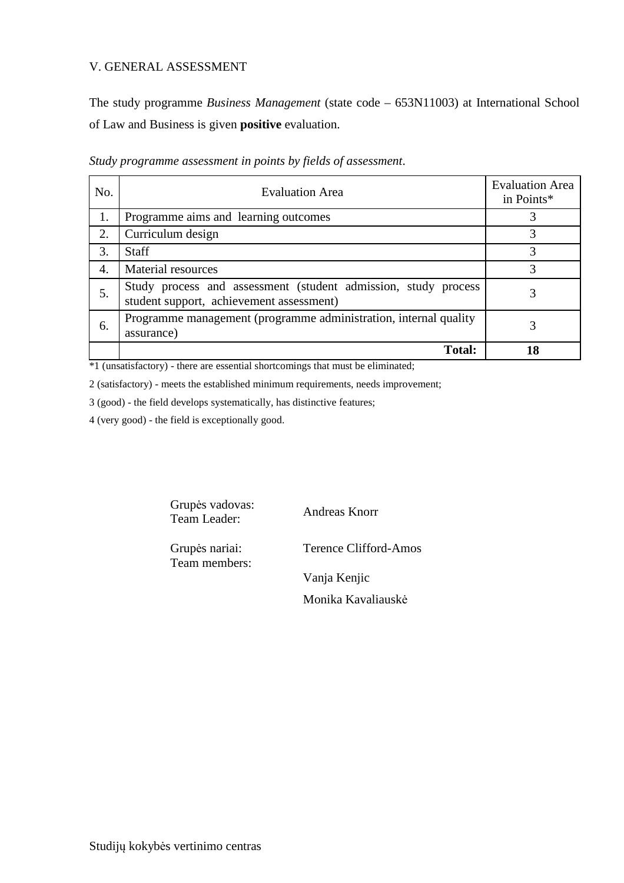## V. GENERAL ASSESSMENT

The study programme *Business Management* (state code – 653N11003) at International School of Law and Business is given **positive** evaluation.

*Study programme assessment in points by fields of assessment*.

| No. | Evaluation Area | Evaluation Area in Points* |
|---|---|---|
| 1. | Programme aims and learning outcomes | 3 |
| 2. | Curriculum design | 3 |
| 3. | Staff | 3 |
| 4. | Material resources | 3 |
| 5. | Study process and assessment (student admission, study process student support, achievement assessment) | 3 |
| 6. | Programme management (programme administration, internal quality assurance) | 3 |
| | **Total:** | **18** |

*1 (unsatisfactory) - there are essential shortcomings that must be eliminated;

2 (satisfactory) - meets the established minimum requirements, needs improvement;

3 (good) - the field develops systematically, has distinctive features;

4 (very good) - the field is exceptionally good.

Grupės vadovas:
Team Leader: Andreas Knorr

Grupės nariai:
Team members: Terence Clifford-Amos

Vanja Kenjic

Monika Kavaliauskė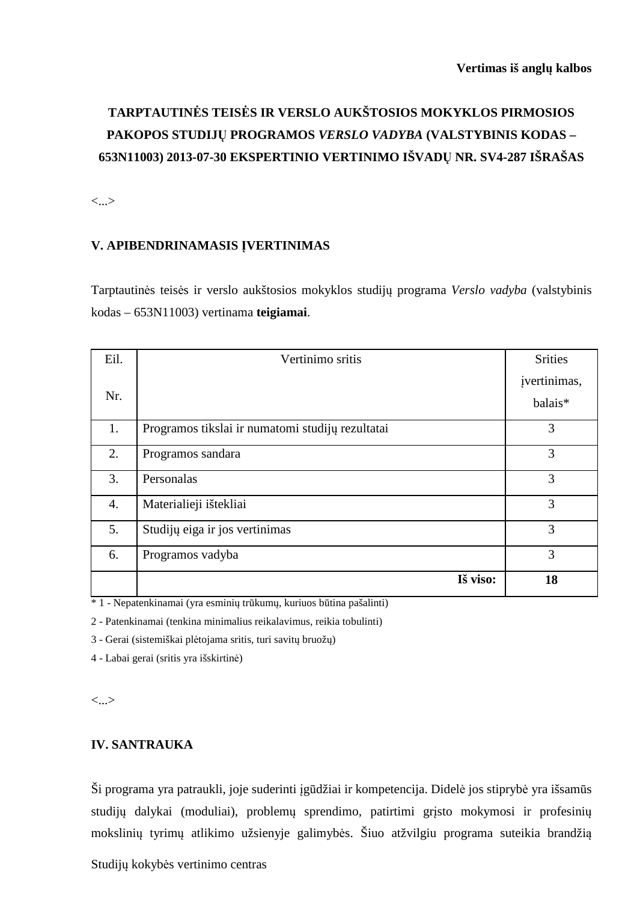**Vertimas iš anglų kalbos**

**TARPTAUTINĖS TEISĖS IR VERSLO AUKŠTOSIOS MOKYKLOS PIRMOSIOS PAKOPOS STUDIJŲ PROGRAMOS *VERSLO VADYBA* (VALSTYBINIS KODAS – 653N11003) 2013-07-30 EKSPERTINIO VERTINIMO IŠVADŲ NR. SV4-287 IŠRAŠAS**

<...>

## V. APIBENDRINAMASIS ĮVERTINIMAS

Tarptautinės teisės ir verslo aukštosios mokyklos studijų programa *Verslo vadyba* (valstybinis kodas – 653N11003) vertinama **teigiamai**.

| Eil. Nr. | Vertinimo sritis | Srities įvertinimas, balais* |
|---|---|---|
| 1. | Programos tikslai ir numatomi studijų rezultatai | 3 |
| 2. | Programos sandara | 3 |
| 3. | Personalas | 3 |
| 4. | Materialieji ištekliai | 3 |
| 5. | Studijų eiga ir jos vertinimas | 3 |
| 6. | Programos vadyba | 3 |
| | **Iš viso:** | **18** |

\* 1 - Nepatenkinamai (yra esminių trūkumų, kuriuos būtina pašalinti)

2 - Patenkinamai (tenkina minimalius reikalavimus, reikia tobulinti)

3 - Gerai (sistemiškai plėtojama sritis, turi savitų bruožų)

4 - Labai gerai (sritis yra išskirtinė)

<...>

## IV. SANTRAUKA

Ši programa yra patraukli, joje suderinti įgūdžiai ir kompetencija. Didelė jos stiprybė yra išsamūs studijų dalykai (moduliai), problemų sprendimo, patirtimi grįsto mokymosi ir profesinių mokslinių tyrimų atlikimo užsienyje galimybės. Šiuo atžvilgiu programa suteikia brandžią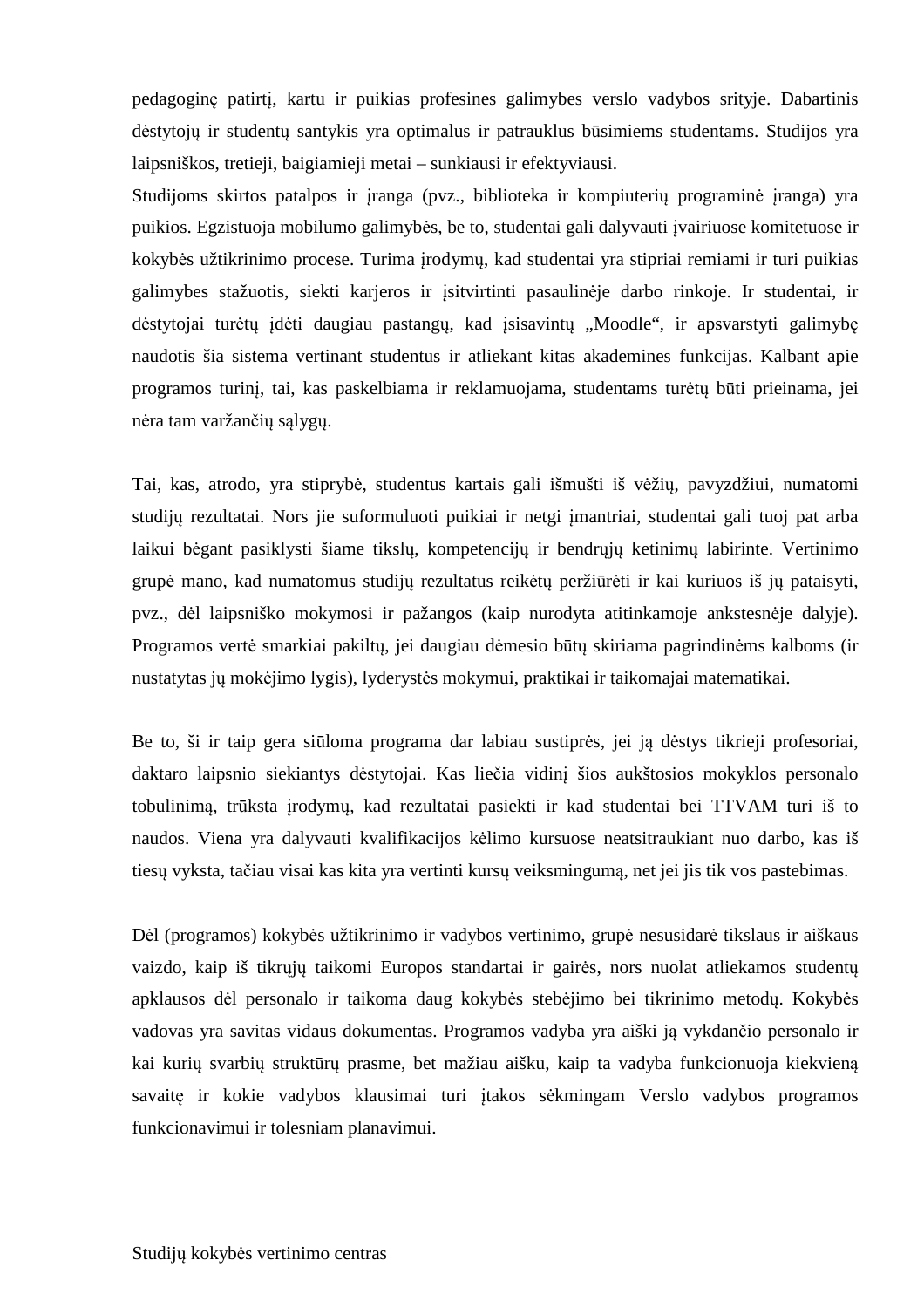pedagoginę patirtį, kartu ir puikias profesines galimybes verslo vadybos srityje. Dabartinis dėstytojų ir studentų santykis yra optimalus ir patrauklus būsimiems studentams. Studijos yra laipsniškos, tretieji, baigiamieji metai – sunkiausi ir efektyviausi.
Studijoms skirtos patalpos ir įranga (pvz., biblioteka ir kompiuterių programinė įranga) yra puikios. Egzistuoja mobilumo galimybės, be to, studentai gali dalyvauti įvairiuose komitetuose ir kokybės užtikrinimo procese. Turima įrodymų, kad studentai yra stipriai remiami ir turi puikias galimybes stažuotis, siekti karjeros ir įsitvirtinti pasaulinėje darbo rinkoje. Ir studentai, ir dėstytojai turėtų įdėti daugiau pastangų, kad įsisavintų „Moodle", ir apsvarstyti galimybę naudotis šia sistema vertinant studentus ir atliekant kitas akademines funkcijas. Kalbant apie programos turinį, tai, kas paskelbiama ir reklamuojama, studentams turėtų būti prieinama, jei nėra tam varžančių sąlygų.

Tai, kas, atrodo, yra stiprybė, studentus kartais gali išmušti iš vėžių, pavyzdžiui, numatomi studijų rezultatai. Nors jie suformuluoti puikiai ir netgi įmantriai, studentai gali tuoj pat arba laikui bėgant pasiklysti šiame tikslų, kompetencijų ir bendrųjų ketinimų labirinte. Vertinimo grupė mano, kad numatomus studijų rezultatus reikėtų peržiūrėti ir kai kuriuos iš jų pataisyti, pvz., dėl laipsniško mokymosi ir pažangos (kaip nurodyta atitinkamoje ankstesnėje dalyje). Programos vertė smarkiai pakiltų, jei daugiau dėmesio būtų skiriama pagrindinėms kalboms (ir nustatytas jų mokėjimo lygis), lyderystės mokymui, praktikai ir taikomajai matematikai.

Be to, ši ir taip gera siūloma programa dar labiau sustiprės, jei ją dėstys tikrieji profesoriai, daktaro laipsnio siekiantys dėstytojai. Kas liečia vidinį šios aukštosios mokyklos personalo tobulinimą, trūksta įrodymų, kad rezultatai pasiekti ir kad studentai bei TTVAM turi iš to naudos. Viena yra dalyvauti kvalifikacijos kėlimo kursuose neatsitraukiant nuo darbo, kas iš tiesų vyksta, tačiau visai kas kita yra vertinti kursų veiksmingumą, net jei jis tik vos pastebimas.

Dėl (programos) kokybės užtikrinimo ir vadybos vertinimo, grupė nesusidarė tikslaus ir aiškaus vaizdo, kaip iš tikrųjų taikomi Europos standartai ir gairės, nors nuolat atliekamos studentų apklausos dėl personalo ir taikoma daug kokybės stebėjimo bei tikrinimo metodų. Kokybės vadovas yra savitas vidaus dokumentas. Programos vadyba yra aiški ją vykdančio personalo ir kai kurių svarbių struktūrų prasme, bet mažiau aišku, kaip ta vadyba funkcionuoja kiekvieną savaitę ir kokie vadybos klausimai turi įtakos sėkmingam Verslo vadybos programos funkcionavimui ir tolesniam planavimui.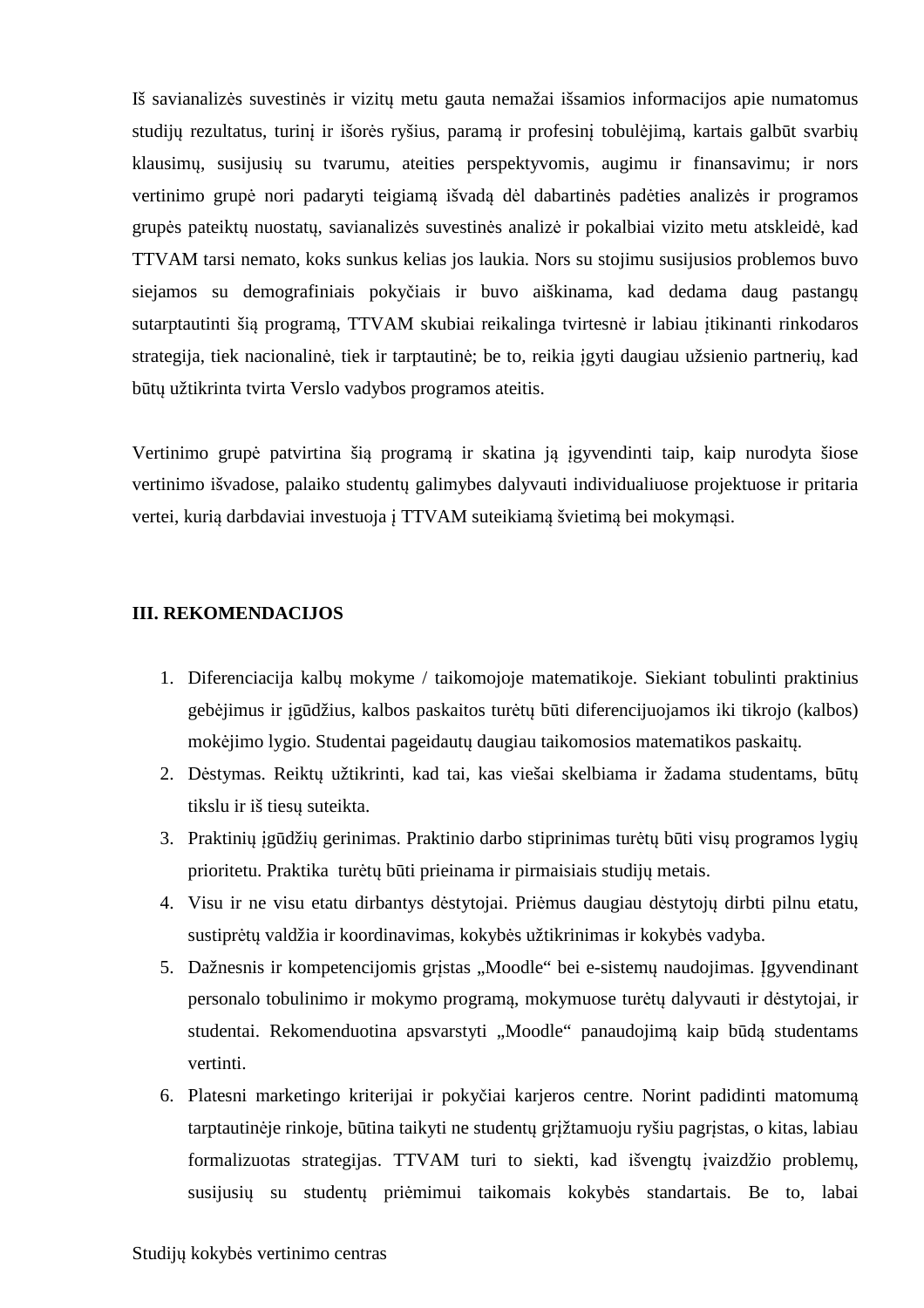Iš savianalizės suvestinės ir vizitų metu gauta nemažai išsamios informacijos apie numatomus studijų rezultatus, turinį ir išorės ryšius, paramą ir profesinį tobulėjimą, kartais galbūt svarbių klausimų, susijusių su tvarumu, ateities perspektyvomis, augimu ir finansavimu; ir nors vertinimo grupė nori padaryti teigiamą išvadą dėl dabartinės padėties analizės ir programos grupės pateiktų nuostatų, savianalizės suvestinės analizė ir pokalbiai vizito metu atskleidė, kad TTVAM tarsi nemato, koks sunkus kelias jos laukia. Nors su stojimu susijusios problemos buvo siejamos su demografiniais pokyčiais ir buvo aiškinama, kad dedama daug pastangų sutarptautinti šią programą, TTVAM skubiai reikalinga tvirtesnė ir labiau įtikinanti rinkodaros strategija, tiek nacionalinė, tiek ir tarptautinė; be to, reikia įgyti daugiau užsienio partnerių, kad būtų užtikrinta tvirta Verslo vadybos programos ateitis.

Vertinimo grupė patvirtina šią programą ir skatina ją įgyvendinti taip, kaip nurodyta šiose vertinimo išvadose, palaiko studentų galimybes dalyvauti individualiuose projektuose ir pritaria vertei, kurią darbdaviai investuoja į TTVAM suteikiamą švietimą bei mokymąsi.

**III. REKOMENDACIJOS**

1. Diferenciacija kalbų mokyme / taikomojoje matematikoje. Siekiant tobulinti praktinius gebėjimus ir įgūdžius, kalbos paskaitos turėtų būti diferencijuojamos iki tikrojo (kalbos) mokėjimo lygio. Studentai pageidautų daugiau taikomosios matematikos paskaitų.
2. Dėstymas. Reiktų užtikrinti, kad tai, kas viešai skelbiama ir žadama studentams, būtų tikslu ir iš tiesų suteikta.
3. Praktinių įgūdžių gerinimas. Praktinio darbo stiprinimas turėtų būti visų programos lygių prioritetu. Praktika turėtų būti prieinama ir pirmaisiais studijų metais.
4. Visu ir ne visu etatu dirbantys dėstytojai. Priėmus daugiau dėstytojų dirbti pilnu etatu, sustiprėtų valdžia ir koordinavimas, kokybės užtikrinimas ir kokybės vadyba.
5. Dažnesnis ir kompetencijomis grįstas „Moodle“ bei e-sistemų naudojimas. Įgyvendinant personalo tobulinimo ir mokymo programą, mokymuose turėtų dalyvauti ir dėstytojai, ir studentai. Rekomenduotina apsvarstyti „Moodle“ panaudojimą kaip būdą studentams vertinti.
6. Platesni marketingo kriterijai ir pokyčiai karjeros centre. Norint padidinti matomumą tarptautinėje rinkoje, būtina taikyti ne studentų grįžtamuoju ryšiu pagrįstas, o kitas, labiau formalizuotas strategijas. TTVAM turi to siekti, kad išvengtų įvaizdžio problemų, susijusių su studentų priėmimui taikomais kokybės standartais. Be to, labai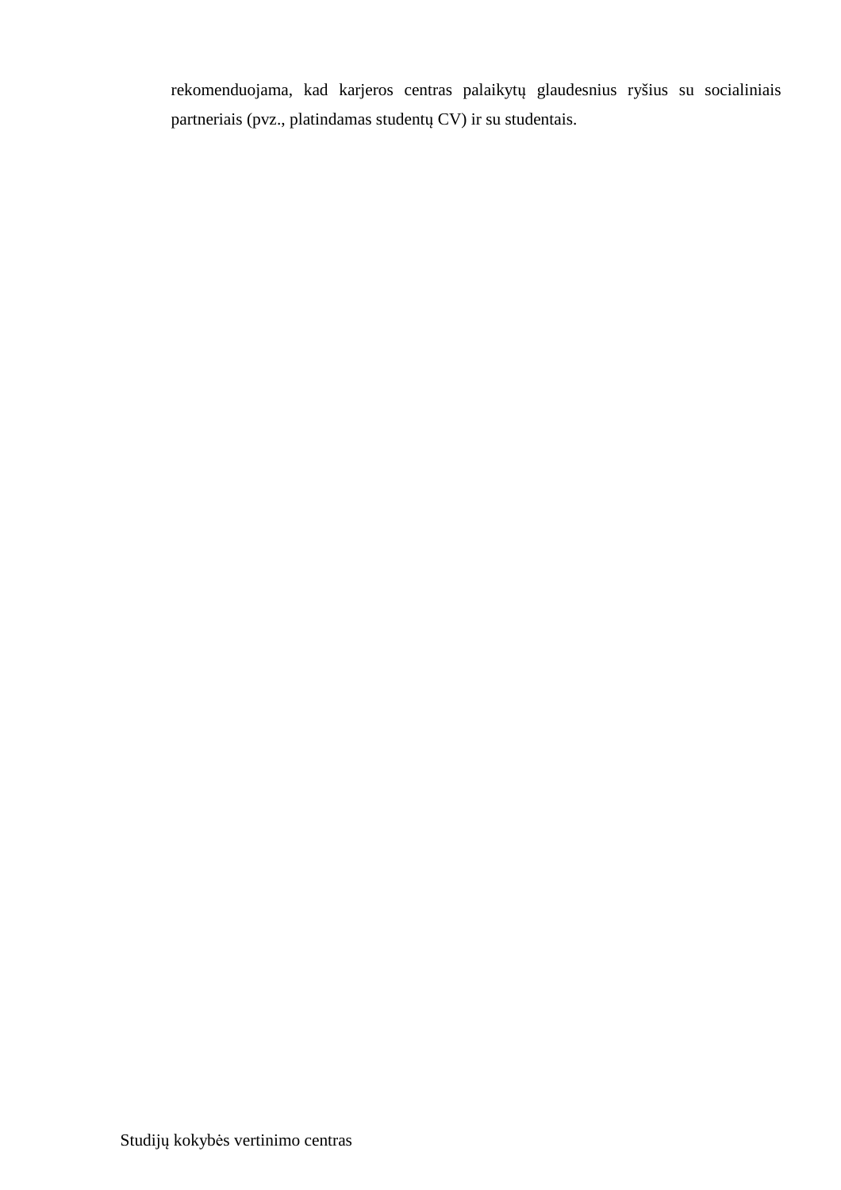rekomenduojama, kad karjeros centras palaikytų glaudesnius ryšius su socialiniais partneriais (pvz., platindamas studentų CV) ir su studentais.